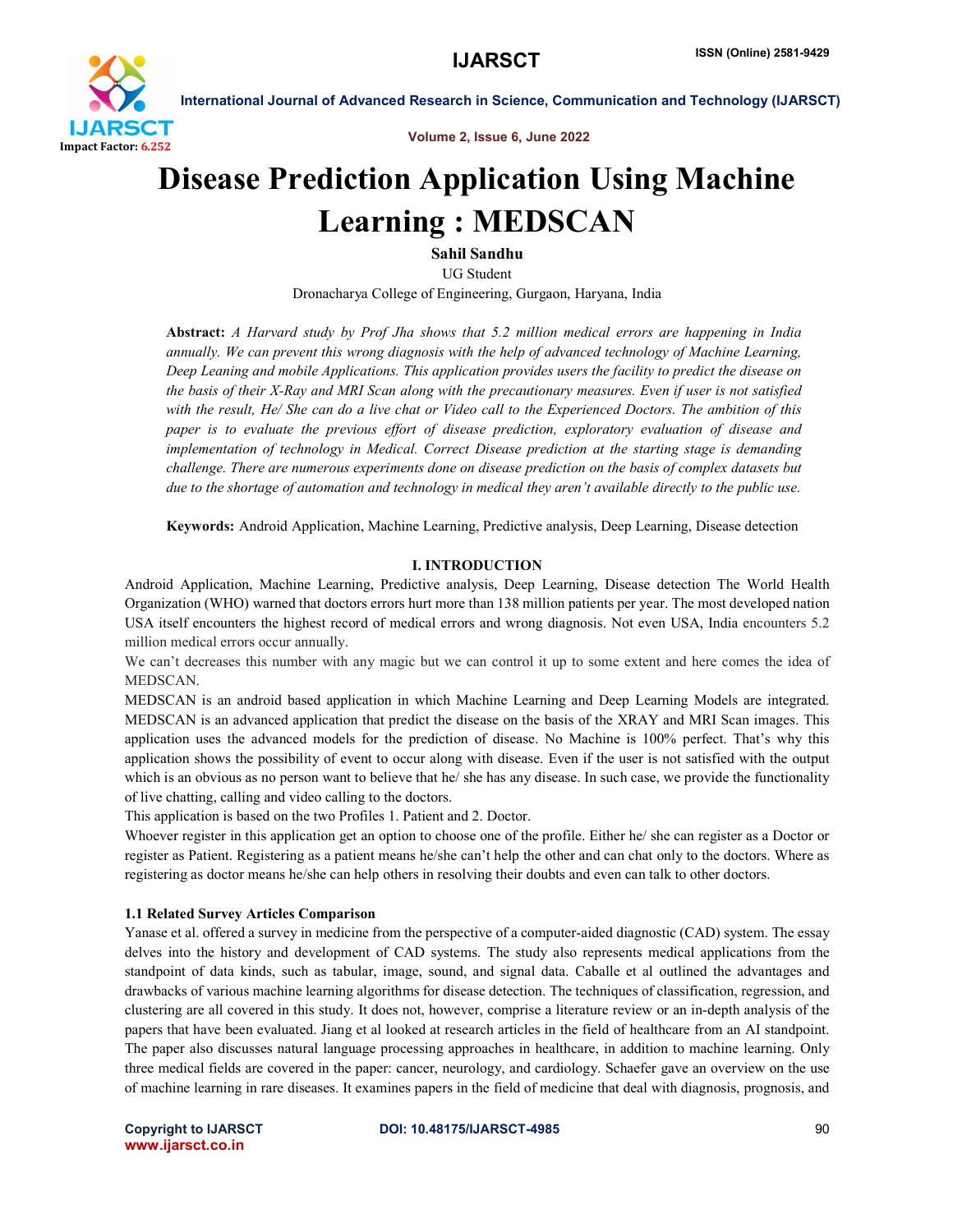# Disease Prediction Application Using Machine Learning : MEDSCAN

**Sahil Sandhu**

UG Student

Dronacharya College of Engineering, Gurgaon, Haryana, India

**Abstract:** *A Harvard study by Prof Jha shows that 5.2 million medical errors are happening in India annually. We can prevent this wrong diagnosis with the help of advanced technology of Machine Learning, Deep Leaning and mobile Applications. This application provides users the facility to predict the disease on the basis of their X-Ray and MRI Scan along with the precautionary measures. Even if user is not satisfied with the result, He/ She can do a live chat or Video call to the Experienced Doctors. The ambition of this paper is to evaluate the previous effort of disease prediction, exploratory evaluation of disease and implementation of technology in Medical. Correct Disease prediction at the starting stage is demanding challenge. There are numerous experiments done on disease prediction on the basis of complex datasets but due to the shortage of automation and technology in medical they aren't available directly to the public use.*

**Keywords:** Android Application, Machine Learning, Predictive analysis, Deep Learning, Disease detection

## I. INTRODUCTION

Android Application, Machine Learning, Predictive analysis, Deep Learning, Disease detection The World Health Organization (WHO) warned that doctors errors hurt more than 138 million patients per year. The most developed nation USA itself encounters the highest record of medical errors and wrong diagnosis. Not even USA, India encounters 5.2 million medical errors occur annually.

We can't decreases this number with any magic but we can control it up to some extent and here comes the idea of MEDSCAN.

MEDSCAN is an android based application in which Machine Learning and Deep Learning Models are integrated. MEDSCAN is an advanced application that predict the disease on the basis of the XRAY and MRI Scan images. This application uses the advanced models for the prediction of disease. No Machine is 100% perfect. That's why this application shows the possibility of event to occur along with disease. Even if the user is not satisfied with the output which is an obvious as no person want to believe that he/ she has any disease. In such case, we provide the functionality of live chatting, calling and video calling to the doctors.

This application is based on the two Profiles 1. Patient and 2. Doctor.

Whoever register in this application get an option to choose one of the profile. Either he/ she can register as a Doctor or register as Patient. Registering as a patient means he/she can't help the other and can chat only to the doctors. Where as registering as doctor means he/she can help others in resolving their doubts and even can talk to other doctors.

### 1.1 Related Survey Articles Comparison

Yanase et al. offered a survey in medicine from the perspective of a computer-aided diagnostic (CAD) system. The essay delves into the history and development of CAD systems. The study also represents medical applications from the standpoint of data kinds, such as tabular, image, sound, and signal data. Caballe et al outlined the advantages and drawbacks of various machine learning algorithms for disease detection. The techniques of classification, regression, and clustering are all covered in this study. It does not, however, comprise a literature review or an in-depth analysis of the papers that have been evaluated. Jiang et al looked at research articles in the field of healthcare from an AI standpoint. The paper also discusses natural language processing approaches in healthcare, in addition to machine learning. Only three medical fields are covered in the paper: cancer, neurology, and cardiology. Schaefer gave an overview on the use of machine learning in rare diseases. It examines papers in the field of medicine that deal with diagnosis, prognosis, and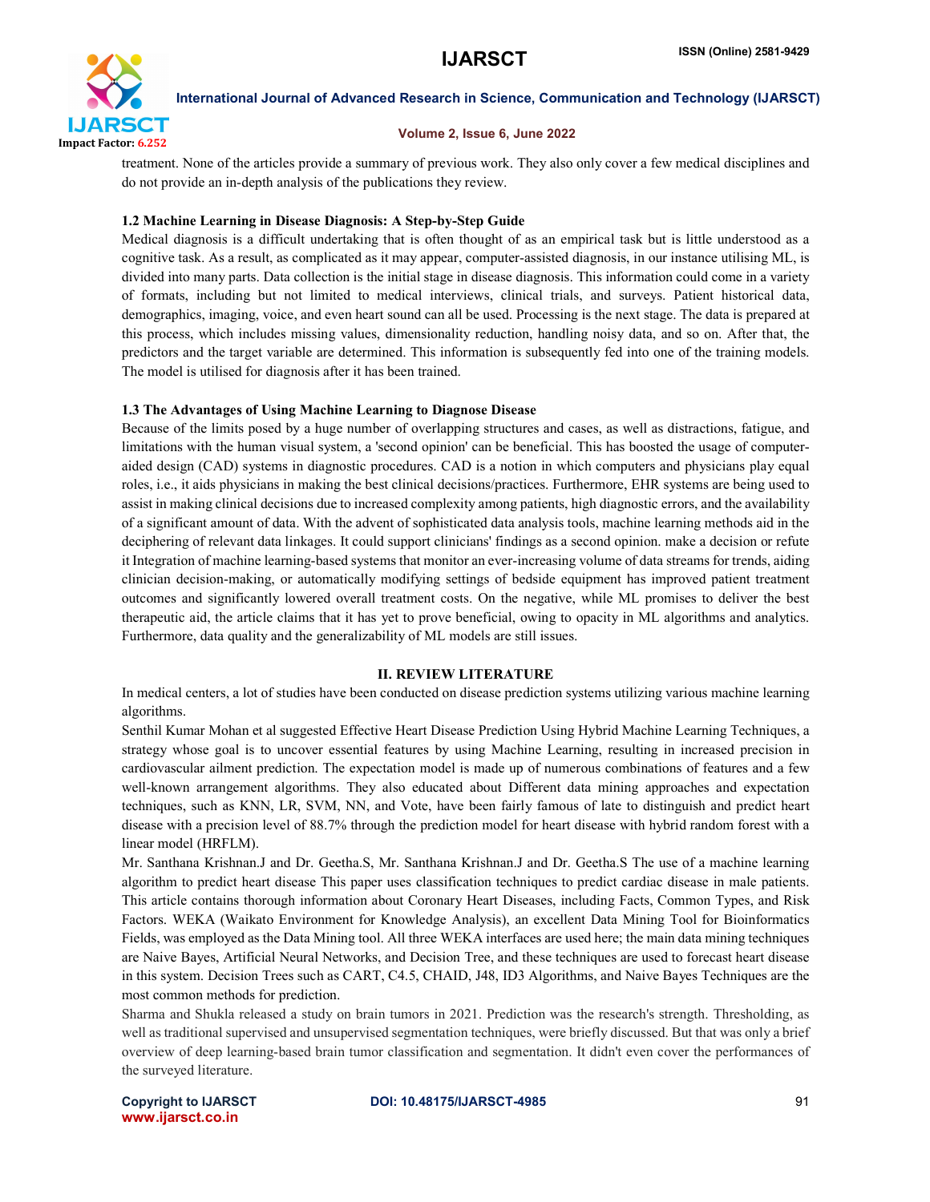treatment. None of the articles provide a summary of previous work. They also only cover a few medical disciplines and do not provide an in-depth analysis of the publications they review.

### 1.2 Machine Learning in Disease Diagnosis: A Step-by-Step Guide

Medical diagnosis is a difficult undertaking that is often thought of as an empirical task but is little understood as a cognitive task. As a result, as complicated as it may appear, computer-assisted diagnosis, in our instance utilising ML, is divided into many parts. Data collection is the initial stage in disease diagnosis. This information could come in a variety of formats, including but not limited to medical interviews, clinical trials, and surveys. Patient historical data, demographics, imaging, voice, and even heart sound can all be used. Processing is the next stage. The data is prepared at this process, which includes missing values, dimensionality reduction, handling noisy data, and so on. After that, the predictors and the target variable are determined. This information is subsequently fed into one of the training models. The model is utilised for diagnosis after it has been trained.

### 1.3 The Advantages of Using Machine Learning to Diagnose Disease

Because of the limits posed by a huge number of overlapping structures and cases, as well as distractions, fatigue, and limitations with the human visual system, a 'second opinion' can be beneficial. This has boosted the usage of computer-aided design (CAD) systems in diagnostic procedures. CAD is a notion in which computers and physicians play equal roles, i.e., it aids physicians in making the best clinical decisions/practices. Furthermore, EHR systems are being used to assist in making clinical decisions due to increased complexity among patients, high diagnostic errors, and the availability of a significant amount of data. With the advent of sophisticated data analysis tools, machine learning methods aid in the deciphering of relevant data linkages. It could support clinicians' findings as a second opinion. make a decision or refute it Integration of machine learning-based systems that monitor an ever-increasing volume of data streams for trends, aiding clinician decision-making, or automatically modifying settings of bedside equipment has improved patient treatment outcomes and significantly lowered overall treatment costs. On the negative, while ML promises to deliver the best therapeutic aid, the article claims that it has yet to prove beneficial, owing to opacity in ML algorithms and analytics. Furthermore, data quality and the generalizability of ML models are still issues.

## II. REVIEW LITERATURE

In medical centers, a lot of studies have been conducted on disease prediction systems utilizing various machine learning algorithms.

Senthil Kumar Mohan et al suggested Effective Heart Disease Prediction Using Hybrid Machine Learning Techniques, a strategy whose goal is to uncover essential features by using Machine Learning, resulting in increased precision in cardiovascular ailment prediction. The expectation model is made up of numerous combinations of features and a few well-known arrangement algorithms. They also educated about Different data mining approaches and expectation techniques, such as KNN, LR, SVM, NN, and Vote, have been fairly famous of late to distinguish and predict heart disease with a precision level of 88.7% through the prediction model for heart disease with hybrid random forest with a linear model (HRFLM).

Mr. Santhana Krishnan.J and Dr. Geetha.S, Mr. Santhana Krishnan.J and Dr. Geetha.S The use of a machine learning algorithm to predict heart disease This paper uses classification techniques to predict cardiac disease in male patients. This article contains thorough information about Coronary Heart Diseases, including Facts, Common Types, and Risk Factors. WEKA (Waikato Environment for Knowledge Analysis), an excellent Data Mining Tool for Bioinformatics Fields, was employed as the Data Mining tool. All three WEKA interfaces are used here; the main data mining techniques are Naive Bayes, Artificial Neural Networks, and Decision Tree, and these techniques are used to forecast heart disease in this system. Decision Trees such as CART, C4.5, CHAID, J48, ID3 Algorithms, and Naive Bayes Techniques are the most common methods for prediction.

Sharma and Shukla released a study on brain tumors in 2021. Prediction was the research's strength. Thresholding, as well as traditional supervised and unsupervised segmentation techniques, were briefly discussed. But that was only a brief overview of deep learning-based brain tumor classification and segmentation. It didn't even cover the performances of the surveyed literature.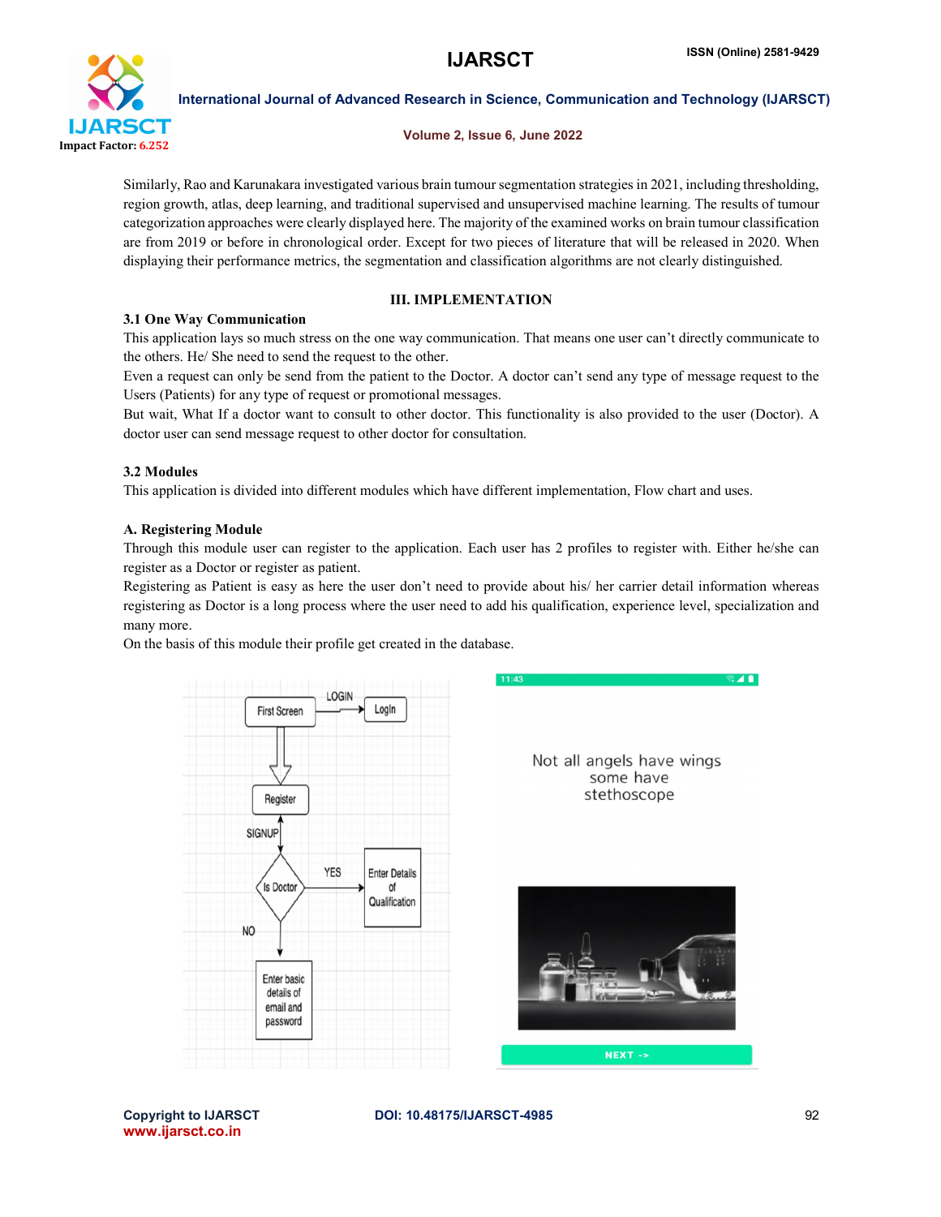Similarly, Rao and Karunakara investigated various brain tumour segmentation strategies in 2021, including thresholding, region growth, atlas, deep learning, and traditional supervised and unsupervised machine learning. The results of tumour categorization approaches were clearly displayed here. The majority of the examined works on brain tumour classification are from 2019 or before in chronological order. Except for two pieces of literature that will be released in 2020. When displaying their performance metrics, the segmentation and classification algorithms are not clearly distinguished.

## III. IMPLEMENTATION

### 3.1 One Way Communication

This application lays so much stress on the one way communication. That means one user can't directly communicate to the others. He/ She need to send the request to the other.

Even a request can only be send from the patient to the Doctor. A doctor can't send any type of message request to the Users (Patients) for any type of request or promotional messages.

But wait, What If a doctor want to consult to other doctor. This functionality is also provided to the user (Doctor). A doctor user can send message request to other doctor for consultation.

### 3.2 Modules

This application is divided into different modules which have different implementation, Flow chart and uses.

#### A. Registering Module

Through this module user can register to the application. Each user has 2 profiles to register with. Either he/she can register as a Doctor or register as patient.

Registering as Patient is easy as here the user don't need to provide about his/ her carrier detail information whereas registering as Doctor is a long process where the user need to add his qualification, experience level, specialization and many more.

On the basis of this module their profile get created in the database.

First Screen
LOGIN
Login
Register
SIGNUP
Is Doctor
YES
Enter Details of Qualification
NO
Enter basic details of email and password

11:43

Not all angels have wings some have stethoscope

NEXT ->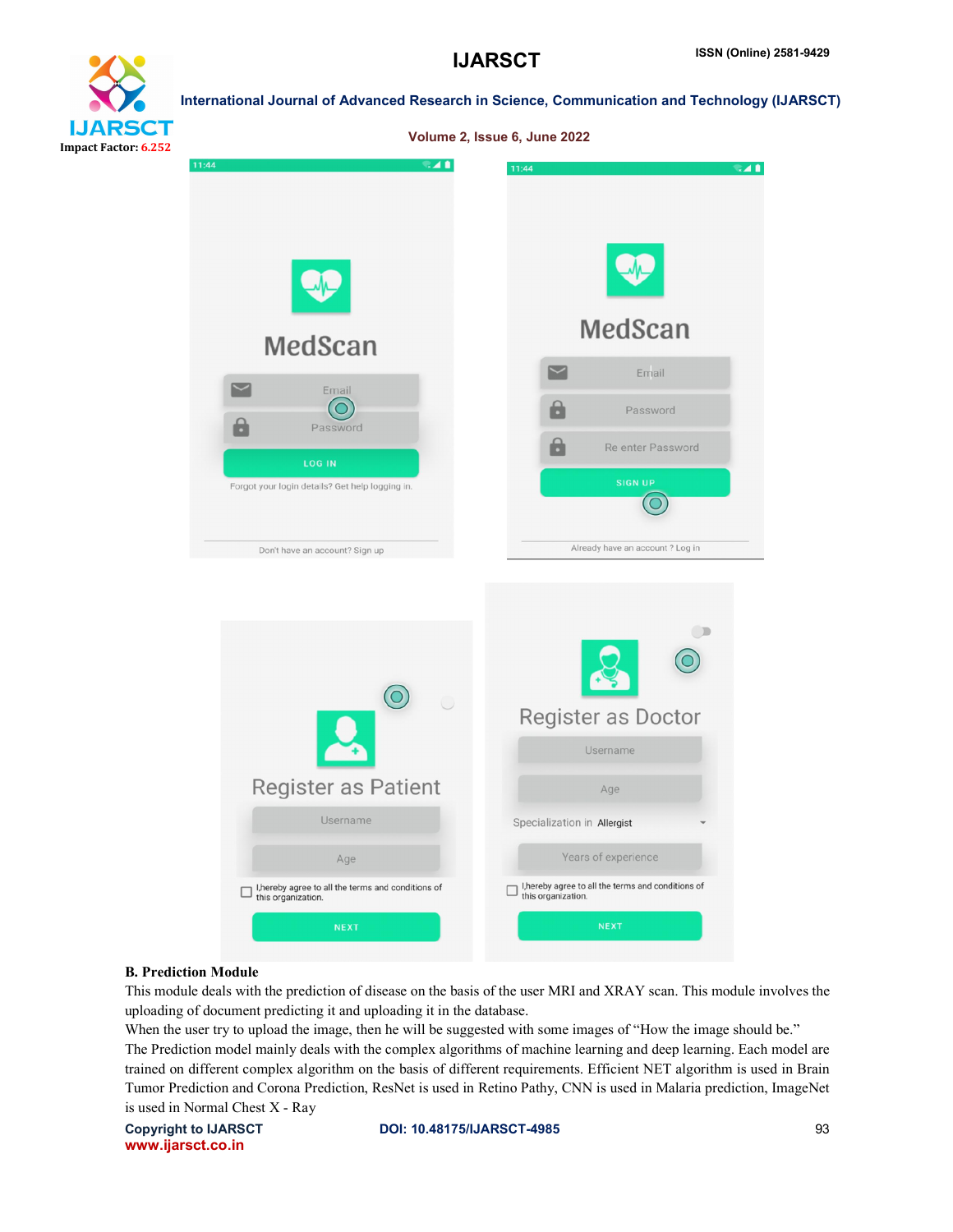### B. Prediction Module

This module deals with the prediction of disease on the basis of the user MRI and XRAY scan. This module involves the uploading of document predicting it and uploading it in the database.

When the user try to upload the image, then he will be suggested with some images of "How the image should be."

The Prediction model mainly deals with the complex algorithms of machine learning and deep learning. Each model are trained on different complex algorithm on the basis of different requirements. Efficient NET algorithm is used in Brain Tumor Prediction and Corona Prediction, ResNet is used in Retino Pathy, CNN is used in Malaria prediction, ImageNet is used in Normal Chest X - Ray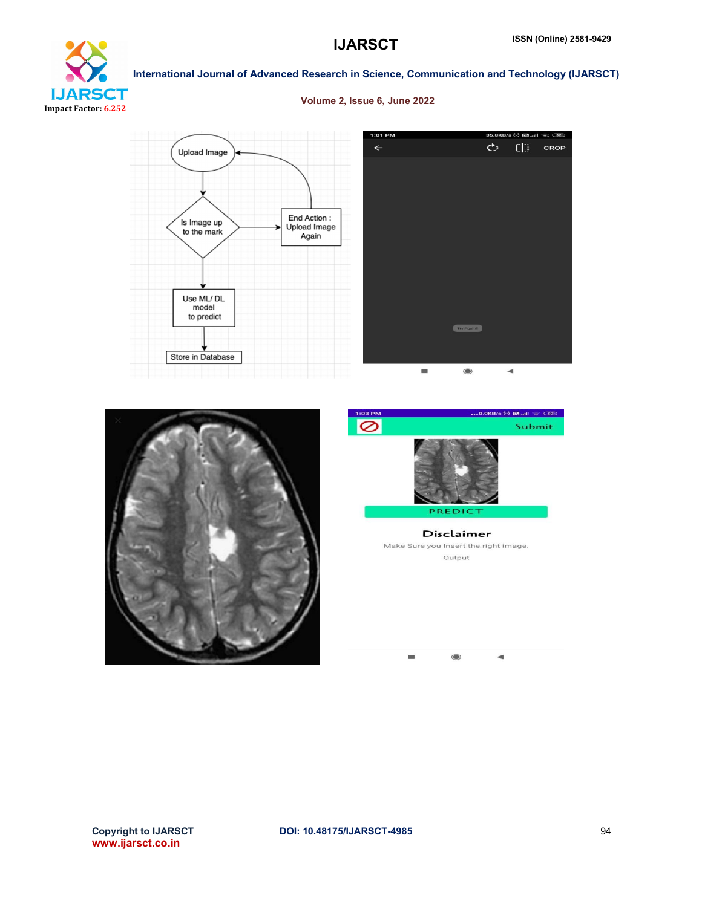Upload Image

Is Image up to the mark

End Action : Upload Image Again

Use ML/ DL model to predict

Store in Database

Submit

PREDICT

Disclaimer

Make Sure you Insert the right image.

Output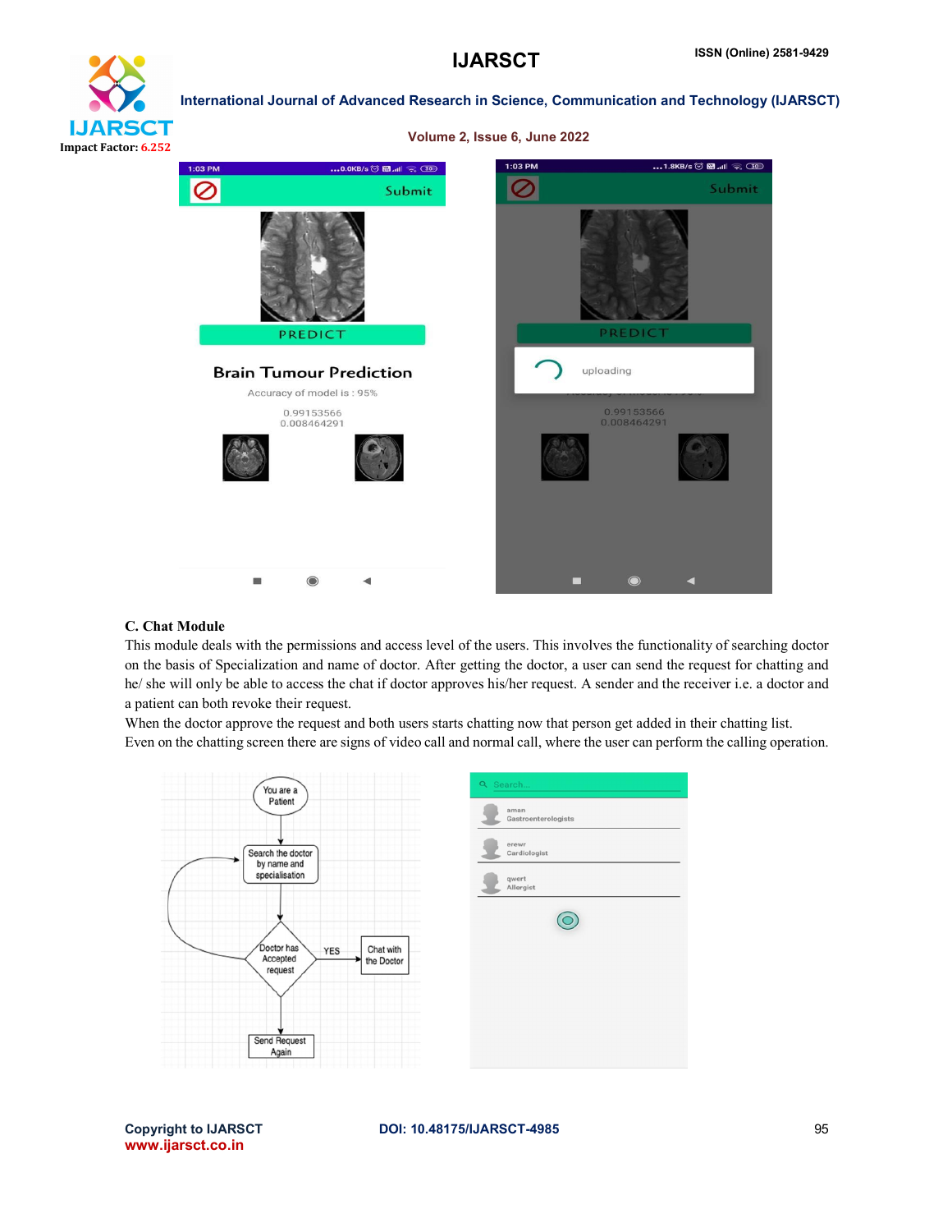1:03 PM

Submit

PREDICT

Brain Tumour Prediction

Accuracy of model is : 95%

0.99153566
0.008464291

1:03 PM

Submit

PREDICT

uploading

0.99153566
0.008464291

### C. Chat Module

This module deals with the permissions and access level of the users. This involves the functionality of searching doctor on the basis of Specialization and name of doctor. After getting the doctor, a user can send the request for chatting and he/ she will only be able to access the chat if doctor approves his/her request. A sender and the receiver i.e. a doctor and a patient can both revoke their request.

When the doctor approve the request and both users starts chatting now that person get added in their chatting list.

Even on the chatting screen there are signs of video call and normal call, where the user can perform the calling operation.

You are a Patient

Search the doctor by name and specialisation

Doctor has Accepted request

YES

Chat with the Doctor

Send Request Again

Search...

aman
Gastroenterologists

erewr
Cardiologist

qwert
Allergist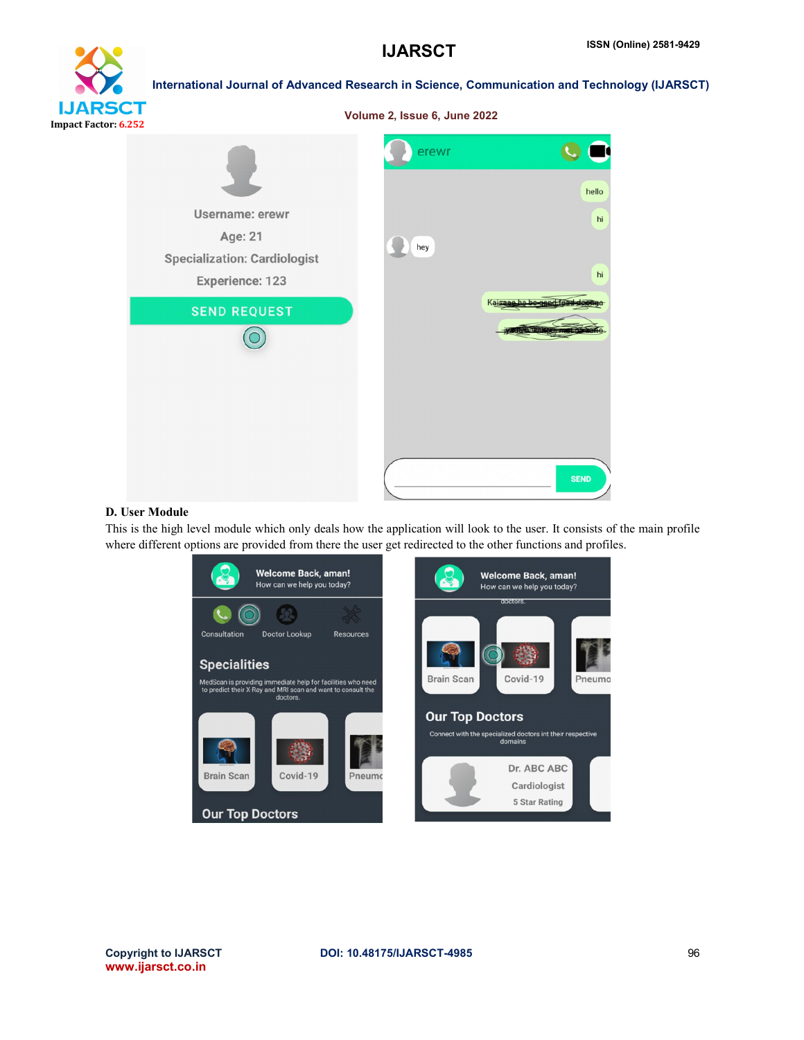**D. User Module**

This is the high level module which only deals how the application will look to the user. It consists of the main profile where different options are provided from there the user get redirected to the other functions and profiles.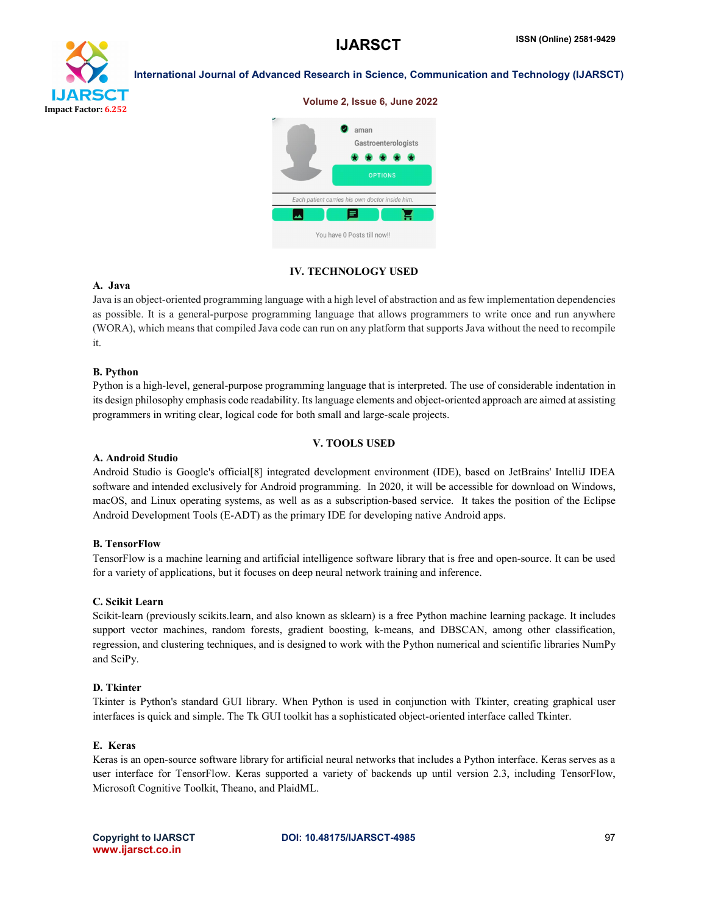## IV. TECHNOLOGY USED

### A. Java

Java is an object-oriented programming language with a high level of abstraction and as few implementation dependencies as possible. It is a general-purpose programming language that allows programmers to write once and run anywhere (WORA), which means that compiled Java code can run on any platform that supports Java without the need to recompile it.

### B. Python

Python is a high-level, general-purpose programming language that is interpreted. The use of considerable indentation in its design philosophy emphasis code readability. Its language elements and object-oriented approach are aimed at assisting programmers in writing clear, logical code for both small and large-scale projects.

## V. TOOLS USED

### A. Android Studio

Android Studio is Google's official[8] integrated development environment (IDE), based on JetBrains' IntelliJ IDEA software and intended exclusively for Android programming. In 2020, it will be accessible for download on Windows, macOS, and Linux operating systems, as well as as a subscription-based service. It takes the position of the Eclipse Android Development Tools (E-ADT) as the primary IDE for developing native Android apps.

### B. TensorFlow

TensorFlow is a machine learning and artificial intelligence software library that is free and open-source. It can be used for a variety of applications, but it focuses on deep neural network training and inference.

### C. Scikit Learn

Scikit-learn (previously scikits.learn, and also known as sklearn) is a free Python machine learning package. It includes support vector machines, random forests, gradient boosting, k-means, and DBSCAN, among other classification, regression, and clustering techniques, and is designed to work with the Python numerical and scientific libraries NumPy and SciPy.

### D. Tkinter

Tkinter is Python's standard GUI library. When Python is used in conjunction with Tkinter, creating graphical user interfaces is quick and simple. The Tk GUI toolkit has a sophisticated object-oriented interface called Tkinter.

### E. Keras

Keras is an open-source software library for artificial neural networks that includes a Python interface. Keras serves as a user interface for TensorFlow. Keras supported a variety of backends up until version 2.3, including TensorFlow, Microsoft Cognitive Toolkit, Theano, and PlaidML.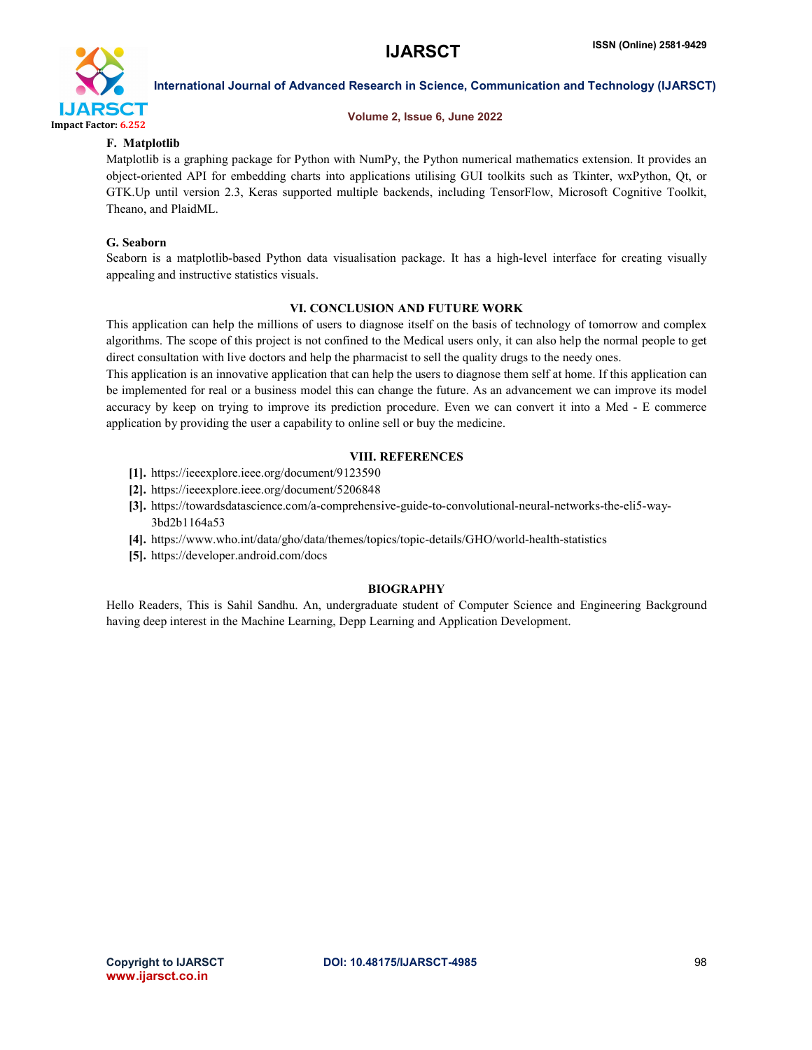### F. Matplotlib

Matplotlib is a graphing package for Python with NumPy, the Python numerical mathematics extension. It provides an object-oriented API for embedding charts into applications utilising GUI toolkits such as Tkinter, wxPython, Qt, or GTK.Up until version 2.3, Keras supported multiple backends, including TensorFlow, Microsoft Cognitive Toolkit, Theano, and PlaidML.

### G. Seaborn

Seaborn is a matplotlib-based Python data visualisation package. It has a high-level interface for creating visually appealing and instructive statistics visuals.

## VI. CONCLUSION AND FUTURE WORK

This application can help the millions of users to diagnose itself on the basis of technology of tomorrow and complex algorithms. The scope of this project is not confined to the Medical users only, it can also help the normal people to get direct consultation with live doctors and help the pharmacist to sell the quality drugs to the needy ones.

This application is an innovative application that can help the users to diagnose them self at home. If this application can be implemented for real or a business model this can change the future. As an advancement we can improve its model accuracy by keep on trying to improve its prediction procedure. Even we can convert it into a Med - E commerce application by providing the user a capability to online sell or buy the medicine.

## VIII. REFERENCES

- **[1].** https://ieeexplore.ieee.org/document/9123590
- **[2].** https://ieeexplore.ieee.org/document/5206848
- **[3].** https://towardsdatascience.com/a-comprehensive-guide-to-convolutional-neural-networks-the-eli5-way-3bd2b1164a53
- **[4].** https://www.who.int/data/gho/data/themes/topics/topic-details/GHO/world-health-statistics
- **[5].** https://developer.android.com/docs

## BIOGRAPHY

Hello Readers, This is Sahil Sandhu. An, undergraduate student of Computer Science and Engineering Background having deep interest in the Machine Learning, Depp Learning and Application Development.